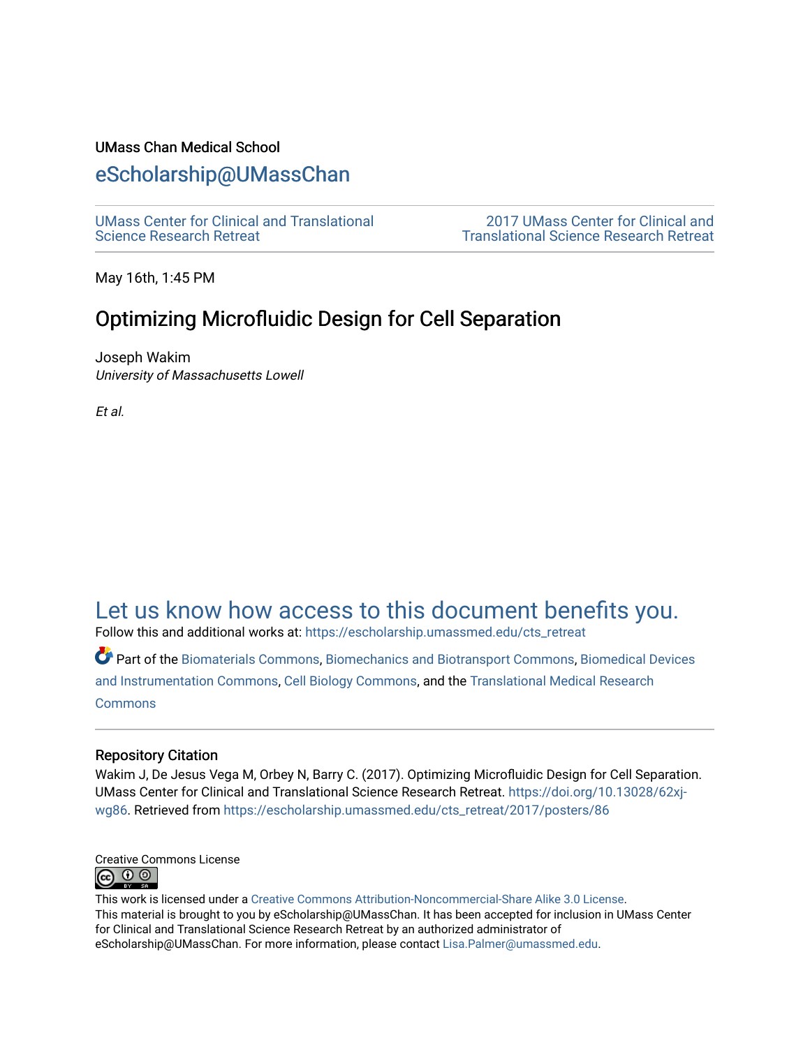UMass Chan Medical School

# eScholarship@UMassChan

UMass Center for Clinical and Translational Science Research Retreat

2017 UMass Center for Clinical and Translational Science Research Retreat

May 16th, 1:45 PM

## Optimizing Microfluidic Design for Cell Separation

Joseph Wakim
*University of Massachusetts Lowell*

*Et al.*

## Let us know how access to this document benefits you.

Follow this and additional works at: https://escholarship.umassmed.edu/cts_retreat

Part of the Biomaterials Commons, Biomechanics and Biotransport Commons, Biomedical Devices and Instrumentation Commons, Cell Biology Commons, and the Translational Medical Research Commons

### Repository Citation

Wakim J, De Jesus Vega M, Orbey N, Barry C. (2017). Optimizing Microfluidic Design for Cell Separation. UMass Center for Clinical and Translational Science Research Retreat. https://doi.org/10.13028/62xj-wg86. Retrieved from https://escholarship.umassmed.edu/cts_retreat/2017/posters/86

Creative Commons License

This work is licensed under a Creative Commons Attribution-Noncommercial-Share Alike 3.0 License.
This material is brought to you by eScholarship@UMassChan. It has been accepted for inclusion in UMass Center for Clinical and Translational Science Research Retreat by an authorized administrator of eScholarship@UMassChan. For more information, please contact Lisa.Palmer@umassmed.edu.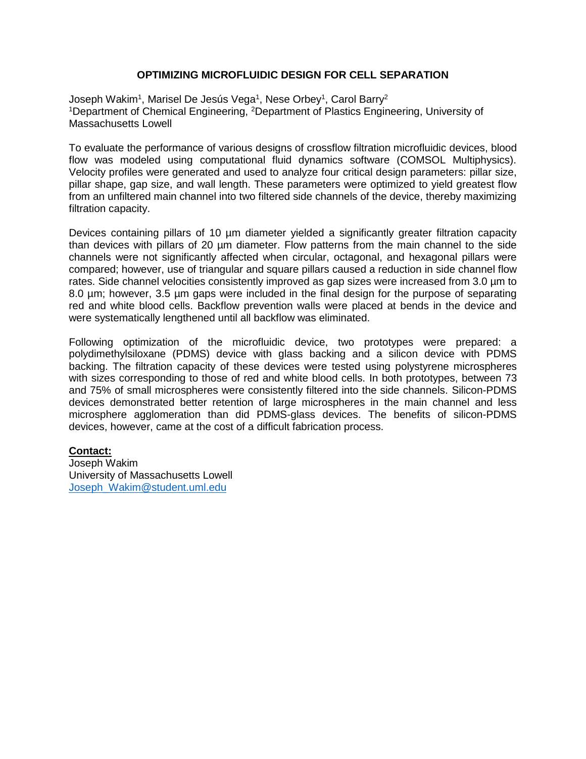# OPTIMIZING MICROFLUIDIC DESIGN FOR CELL SEPARATION

Joseph Wakim[1], Marisel De Jesús Vega[1], Nese Orbey[1], Carol Barry[2]
[1]Department of Chemical Engineering, [2]Department of Plastics Engineering, University of Massachusetts Lowell

To evaluate the performance of various designs of crossflow filtration microfluidic devices, blood flow was modeled using computational fluid dynamics software (COMSOL Multiphysics). Velocity profiles were generated and used to analyze four critical design parameters: pillar size, pillar shape, gap size, and wall length. These parameters were optimized to yield greatest flow from an unfiltered main channel into two filtered side channels of the device, thereby maximizing filtration capacity.

Devices containing pillars of 10 µm diameter yielded a significantly greater filtration capacity than devices with pillars of 20 µm diameter. Flow patterns from the main channel to the side channels were not significantly affected when circular, octagonal, and hexagonal pillars were compared; however, use of triangular and square pillars caused a reduction in side channel flow rates. Side channel velocities consistently improved as gap sizes were increased from 3.0 µm to 8.0 µm; however, 3.5 µm gaps were included in the final design for the purpose of separating red and white blood cells. Backflow prevention walls were placed at bends in the device and were systematically lengthened until all backflow was eliminated.

Following optimization of the microfluidic device, two prototypes were prepared: a polydimethylsiloxane (PDMS) device with glass backing and a silicon device with PDMS backing. The filtration capacity of these devices were tested using polystyrene microspheres with sizes corresponding to those of red and white blood cells. In both prototypes, between 73 and 75% of small microspheres were consistently filtered into the side channels. Silicon-PDMS devices demonstrated better retention of large microspheres in the main channel and less microsphere agglomeration than did PDMS-glass devices. The benefits of silicon-PDMS devices, however, came at the cost of a difficult fabrication process.

**Contact:**
Joseph Wakim
University of Massachusetts Lowell
Joseph_Wakim@student.uml.edu